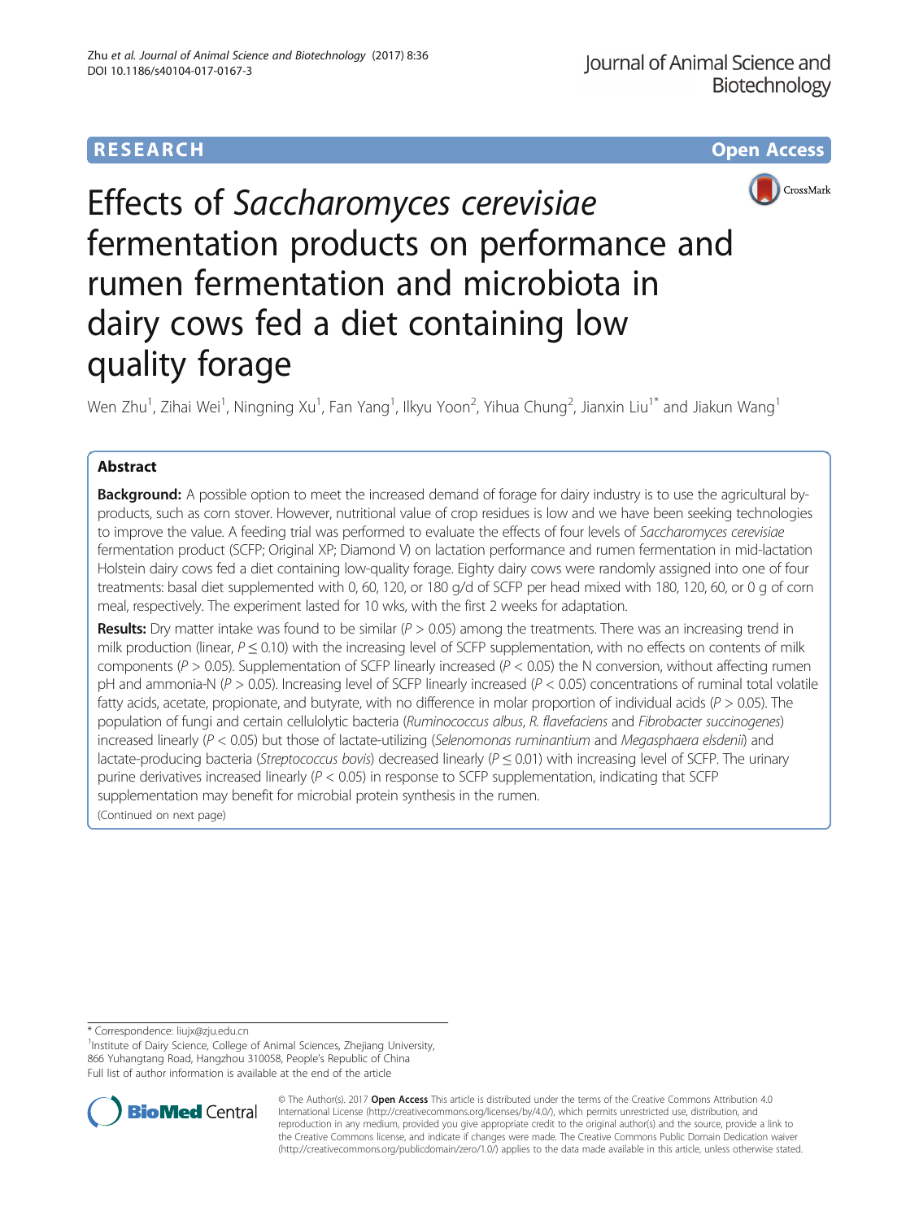**RESEARCH** **Open Access**

# Effects of *Saccharomyces cerevisiae* fermentation products on performance and rumen fermentation and microbiota in dairy cows fed a diet containing low quality forage

Wen Zhu[1], Zihai Wei[1], Ningning Xu[1], Fan Yang[1], Ilkyu Yoon[2], Yihua Chung[2], Jianxin Liu[1*] and Jiakun Wang[1]

## Abstract

**Background:** A possible option to meet the increased demand of forage for dairy industry is to use the agricultural by-products, such as corn stover. However, nutritional value of crop residues is low and we have been seeking technologies to improve the value. A feeding trial was performed to evaluate the effects of four levels of *Saccharomyces cerevisiae* fermentation product (SCFP; Original XP; Diamond V) on lactation performance and rumen fermentation in mid-lactation Holstein dairy cows fed a diet containing low-quality forage. Eighty dairy cows were randomly assigned into one of four treatments: basal diet supplemented with 0, 60, 120, or 180 g/d of SCFP per head mixed with 180, 120, 60, or 0 g of corn meal, respectively. The experiment lasted for 10 wks, with the first 2 weeks for adaptation.

**Results:** Dry matter intake was found to be similar ($P > 0.05$) among the treatments. There was an increasing trend in milk production (linear, $P \leq 0.10$) with the increasing level of SCFP supplementation, with no effects on contents of milk components ($P > 0.05$). Supplementation of SCFP linearly increased ($P < 0.05$) the N conversion, without affecting rumen pH and ammonia-N ($P > 0.05$). Increasing level of SCFP linearly increased ($P < 0.05$) concentrations of ruminal total volatile fatty acids, acetate, propionate, and butyrate, with no difference in molar proportion of individual acids ($P > 0.05$). The population of fungi and certain cellulolytic bacteria (*Ruminococcus albus*, *R. flavefaciens* and *Fibrobacter succinogenes*) increased linearly ($P < 0.05$) but those of lactate-utilizing (*Selenomonas ruminantium* and *Megasphaera elsdenii*) and lactate-producing bacteria (*Streptococcus bovis*) decreased linearly ($P \leq 0.01$) with increasing level of SCFP. The urinary purine derivatives increased linearly ($P < 0.05$) in response to SCFP supplementation, indicating that SCFP supplementation may benefit for microbial protein synthesis in the rumen.

(Continued on next page)

---

* Correspondence: liujx@zju.edu.cn

[1]Institute of Dairy Science, College of Animal Sciences, Zhejiang University, 866 Yuhangtang Road, Hangzhou 310058, People's Republic of China

Full list of author information is available at the end of the article

© The Author(s). 2017 **Open Access** This article is distributed under the terms of the Creative Commons Attribution 4.0 International License (http://creativecommons.org/licenses/by/4.0/), which permits unrestricted use, distribution, and reproduction in any medium, provided you give appropriate credit to the original author(s) and the source, provide a link to the Creative Commons license, and indicate if changes were made. The Creative Commons Public Domain Dedication waiver (http://creativecommons.org/publicdomain/zero/1.0/) applies to the data made available in this article, unless otherwise stated.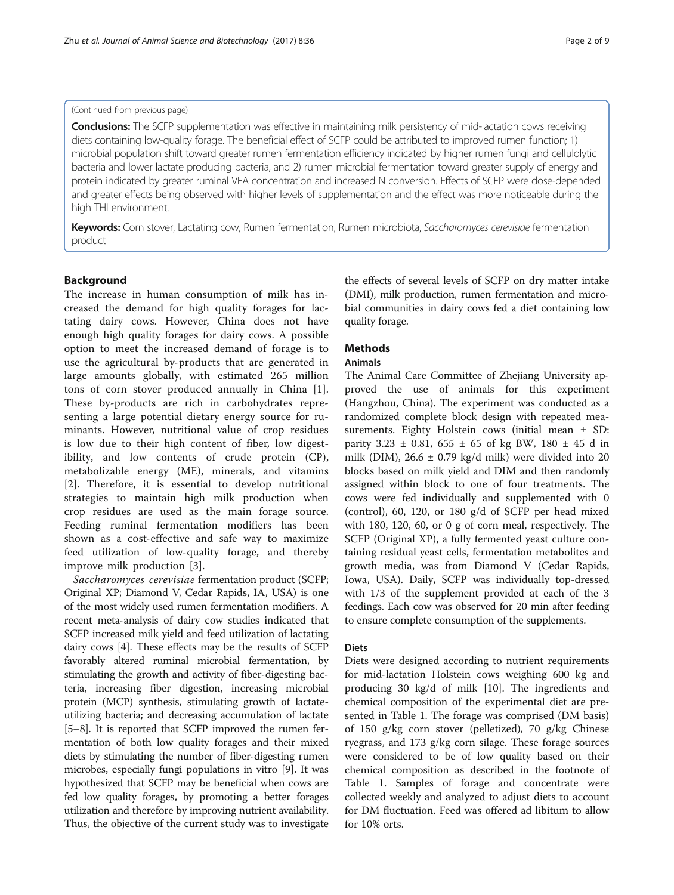(Continued from previous page)

**Conclusions:** The SCFP supplementation was effective in maintaining milk persistency of mid-lactation cows receiving diets containing low-quality forage. The beneficial effect of SCFP could be attributed to improved rumen function; 1) microbial population shift toward greater rumen fermentation efficiency indicated by higher rumen fungi and cellulolytic bacteria and lower lactate producing bacteria, and 2) rumen microbial fermentation toward greater supply of energy and protein indicated by greater ruminal VFA concentration and increased N conversion. Effects of SCFP were dose-depended and greater effects being observed with higher levels of supplementation and the effect was more noticeable during the high THI environment.

**Keywords:** Corn stover, Lactating cow, Rumen fermentation, Rumen microbiota, *Saccharomyces cerevisiae* fermentation product

## Background

The increase in human consumption of milk has increased the demand for high quality forages for lactating dairy cows. However, China does not have enough high quality forages for dairy cows. A possible option to meet the increased demand of forage is to use the agricultural by-products that are generated in large amounts globally, with estimated 265 million tons of corn stover produced annually in China [1]. These by-products are rich in carbohydrates representing a large potential dietary energy source for ruminants. However, nutritional value of crop residues is low due to their high content of fiber, low digestibility, and low contents of crude protein (CP), metabolizable energy (ME), minerals, and vitamins [2]. Therefore, it is essential to develop nutritional strategies to maintain high milk production when crop residues are used as the main forage source. Feeding ruminal fermentation modifiers has been shown as a cost-effective and safe way to maximize feed utilization of low-quality forage, and thereby improve milk production [3].

*Saccharomyces cerevisiae* fermentation product (SCFP; Original XP; Diamond V, Cedar Rapids, IA, USA) is one of the most widely used rumen fermentation modifiers. A recent meta-analysis of dairy cow studies indicated that SCFP increased milk yield and feed utilization of lactating dairy cows [4]. These effects may be the results of SCFP favorably altered ruminal microbial fermentation, by stimulating the growth and activity of fiber-digesting bacteria, increasing fiber digestion, increasing microbial protein (MCP) synthesis, stimulating growth of lactate-utilizing bacteria; and decreasing accumulation of lactate [5–8]. It is reported that SCFP improved the rumen fermentation of both low quality forages and their mixed diets by stimulating the number of fiber-digesting rumen microbes, especially fungi populations in vitro [9]. It was hypothesized that SCFP may be beneficial when cows are fed low quality forages, by promoting a better forages utilization and therefore by improving nutrient availability. Thus, the objective of the current study was to investigate the effects of several levels of SCFP on dry matter intake (DMI), milk production, rumen fermentation and microbial communities in dairy cows fed a diet containing low quality forage.

## Methods

### Animals

The Animal Care Committee of Zhejiang University approved the use of animals for this experiment (Hangzhou, China). The experiment was conducted as a randomized complete block design with repeated measurements. Eighty Holstein cows (initial mean ± SD: parity 3.23 ± 0.81, 655 ± 65 of kg BW, 180 ± 45 d in milk (DIM), 26.6 ± 0.79 kg/d milk) were divided into 20 blocks based on milk yield and DIM and then randomly assigned within block to one of four treatments. The cows were fed individually and supplemented with 0 (control), 60, 120, or 180 g/d of SCFP per head mixed with 180, 120, 60, or 0 g of corn meal, respectively. The SCFP (Original XP), a fully fermented yeast culture containing residual yeast cells, fermentation metabolites and growth media, was from Diamond V (Cedar Rapids, Iowa, USA). Daily, SCFP was individually top-dressed with 1/3 of the supplement provided at each of the 3 feedings. Each cow was observed for 20 min after feeding to ensure complete consumption of the supplements.

### Diets

Diets were designed according to nutrient requirements for mid-lactation Holstein cows weighing 600 kg and producing 30 kg/d of milk [10]. The ingredients and chemical composition of the experimental diet are presented in Table 1. The forage was comprised (DM basis) of 150 g/kg corn stover (pelletized), 70 g/kg Chinese ryegrass, and 173 g/kg corn silage. These forage sources were considered to be of low quality based on their chemical composition as described in the footnote of Table 1. Samples of forage and concentrate were collected weekly and analyzed to adjust diets to account for DM fluctuation. Feed was offered ad libitum to allow for 10% orts.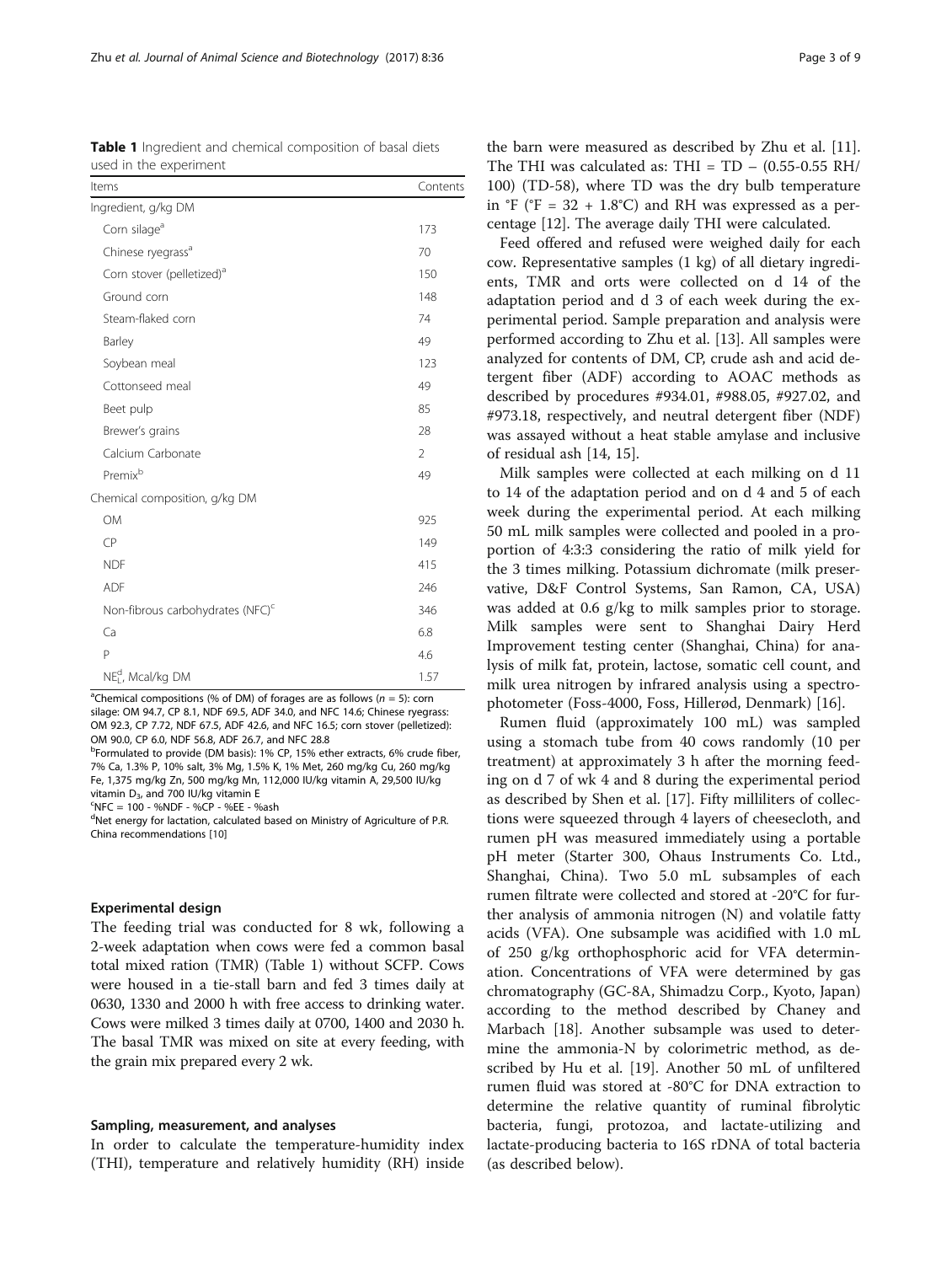**Table 1** Ingredient and chemical composition of basal diets used in the experiment

| Items | Contents |
|---|---|
| Ingredient, g/kg DM | |
| Corn silage[a] | 173 |
| Chinese ryegrass[a] | 70 |
| Corn stover (pelletized)[a] | 150 |
| Ground corn | 148 |
| Steam-flaked corn | 74 |
| Barley | 49 |
| Soybean meal | 123 |
| Cottonseed meal | 49 |
| Beet pulp | 85 |
| Brewer's grains | 28 |
| Calcium Carbonate | 2 |
| Premix[b] | 49 |
| Chemical composition, g/kg DM | |
| OM | 925 |
| CP | 149 |
| NDF | 415 |
| ADF | 246 |
| Non-fibrous carbohydrates (NFC)[c] | 346 |
| Ca | 6.8 |
| P | 4.6 |
| $NE_L^d$, Mcal/kg DM | 1.57 |

[a]Chemical compositions (% of DM) of forages are as follows ($n = 5$): corn silage: OM 94.7, CP 8.1, NDF 69.5, ADF 34.0, and NFC 14.6; Chinese ryegrass: OM 92.3, CP 7.72, NDF 67.5, ADF 42.6, and NFC 16.5; corn stover (pelletized): OM 90.0, CP 6.0, NDF 56.8, ADF 26.7, and NFC 28.8

[b]Formulated to provide (DM basis): 1% CP, 15% ether extracts, 6% crude fiber, 7% Ca, 1.3% P, 10% salt, 3% Mg, 1.5% K, 1% Met, 260 mg/kg Cu, 260 mg/kg Fe, 1,375 mg/kg Zn, 500 mg/kg Mn, 112,000 IU/kg vitamin A, 29,500 IU/kg vitamin $D_3$, and 700 IU/kg vitamin E

[c]NFC = 100 - %NDF - %CP - %EE - %ash

[d]Net energy for lactation, calculated based on Ministry of Agriculture of P.R. China recommendations [10]

### Experimental design

The feeding trial was conducted for 8 wk, following a 2-week adaptation when cows were fed a common basal total mixed ration (TMR) (Table 1) without SCFP. Cows were housed in a tie-stall barn and fed 3 times daily at 0630, 1330 and 2000 h with free access to drinking water. Cows were milked 3 times daily at 0700, 1400 and 2030 h. The basal TMR was mixed on site at every feeding, with the grain mix prepared every 2 wk.

### Sampling, measurement, and analyses

In order to calculate the temperature-humidity index (THI), temperature and relatively humidity (RH) inside the barn were measured as described by Zhu et al. [11]. The THI was calculated as: THI = TD – (0.55-0.55 RH/100) (TD-58), where TD was the dry bulb temperature in °F (°F = 32 + 1.8°C) and RH was expressed as a percentage [12]. The average daily THI were calculated.

Feed offered and refused were weighed daily for each cow. Representative samples (1 kg) of all dietary ingredients, TMR and orts were collected on d 14 of the adaptation period and d 3 of each week during the experimental period. Sample preparation and analysis were performed according to Zhu et al. [13]. All samples were analyzed for contents of DM, CP, crude ash and acid detergent fiber (ADF) according to AOAC methods as described by procedures #934.01, #988.05, #927.02, and #973.18, respectively, and neutral detergent fiber (NDF) was assayed without a heat stable amylase and inclusive of residual ash [14, 15].

Milk samples were collected at each milking on d 11 to 14 of the adaptation period and on d 4 and 5 of each week during the experimental period. At each milking 50 mL milk samples were collected and pooled in a proportion of 4:3:3 considering the ratio of milk yield for the 3 times milking. Potassium dichromate (milk preservative, D&F Control Systems, San Ramon, CA, USA) was added at 0.6 g/kg to milk samples prior to storage. Milk samples were sent to Shanghai Dairy Herd Improvement testing center (Shanghai, China) for analysis of milk fat, protein, lactose, somatic cell count, and milk urea nitrogen by infrared analysis using a spectrophotometer (Foss-4000, Foss, Hillerød, Denmark) [16].

Rumen fluid (approximately 100 mL) was sampled using a stomach tube from 40 cows randomly (10 per treatment) at approximately 3 h after the morning feeding on d 7 of wk 4 and 8 during the experimental period as described by Shen et al. [17]. Fifty milliliters of collections were squeezed through 4 layers of cheesecloth, and rumen pH was measured immediately using a portable pH meter (Starter 300, Ohaus Instruments Co. Ltd., Shanghai, China). Two 5.0 mL subsamples of each rumen filtrate were collected and stored at -20°C for further analysis of ammonia nitrogen (N) and volatile fatty acids (VFA). One subsample was acidified with 1.0 mL of 250 g/kg orthophosphoric acid for VFA determination. Concentrations of VFA were determined by gas chromatography (GC-8A, Shimadzu Corp., Kyoto, Japan) according to the method described by Chaney and Marbach [18]. Another subsample was used to determine the ammonia-N by colorimetric method, as described by Hu et al. [19]. Another 50 mL of unfiltered rumen fluid was stored at -80°C for DNA extraction to determine the relative quantity of ruminal fibrolytic bacteria, fungi, protozoa, and lactate-utilizing and lactate-producing bacteria to 16S rDNA of total bacteria (as described below).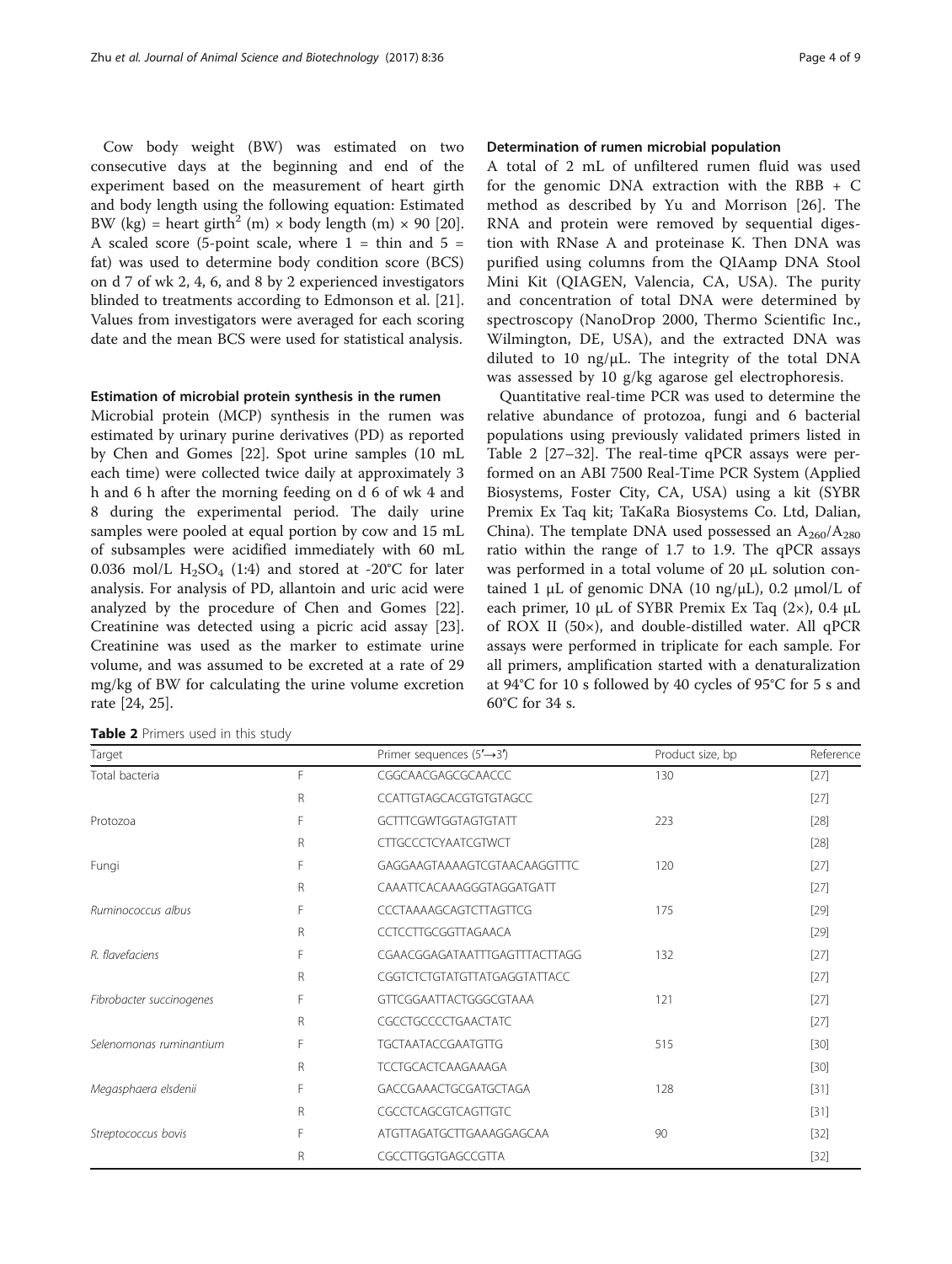Cow body weight (BW) was estimated on two consecutive days at the beginning and end of the experiment based on the measurement of heart girth and body length using the following equation: Estimated BW (kg) = heart girth$^2$ (m) × body length (m) × 90 [20]. A scaled score (5-point scale, where 1 = thin and 5 = fat) was used to determine body condition score (BCS) on d 7 of wk 2, 4, 6, and 8 by 2 experienced investigators blinded to treatments according to Edmonson et al. [21]. Values from investigators were averaged for each scoring date and the mean BCS were used for statistical analysis.

#### Estimation of microbial protein synthesis in the rumen

Microbial protein (MCP) synthesis in the rumen was estimated by urinary purine derivatives (PD) as reported by Chen and Gomes [22]. Spot urine samples (10 mL each time) were collected twice daily at approximately 3 h and 6 h after the morning feeding on d 6 of wk 4 and 8 during the experimental period. The daily urine samples were pooled at equal portion by cow and 15 mL of subsamples were acidified immediately with 60 mL 0.036 mol/L $H_2SO_4$ (1:4) and stored at -20°C for later analysis. For analysis of PD, allantoin and uric acid were analyzed by the procedure of Chen and Gomes [22]. Creatinine was detected using a picric acid assay [23]. Creatinine was used as the marker to estimate urine volume, and was assumed to be excreted at a rate of 29 mg/kg of BW for calculating the urine volume excretion rate [24, 25].

#### Determination of rumen microbial population

A total of 2 mL of unfiltered rumen fluid was used for the genomic DNA extraction with the RBB + C method as described by Yu and Morrison [26]. The RNA and protein were removed by sequential digestion with RNase A and proteinase K. Then DNA was purified using columns from the QIAamp DNA Stool Mini Kit (QIAGEN, Valencia, CA, USA). The purity and concentration of total DNA were determined by spectroscopy (NanoDrop 2000, Thermo Scientific Inc., Wilmington, DE, USA), and the extracted DNA was diluted to 10 ng/μL. The integrity of the total DNA was assessed by 10 g/kg agarose gel electrophoresis.

Quantitative real-time PCR was used to determine the relative abundance of protozoa, fungi and 6 bacterial populations using previously validated primers listed in Table 2 [27–32]. The real-time qPCR assays were performed on an ABI 7500 Real-Time PCR System (Applied Biosystems, Foster City, CA, USA) using a kit (SYBR Premix Ex Taq kit; TaKaRa Biosystems Co. Ltd, Dalian, China). The template DNA used possessed an $A_{260}/A_{280}$ ratio within the range of 1.7 to 1.9. The qPCR assays was performed in a total volume of 20 μL solution contained 1 μL of genomic DNA (10 ng/μL), 0.2 μmol/L of each primer, 10 μL of SYBR Premix Ex Taq (2×), 0.4 μL of ROX II (50×), and double-distilled water. All qPCR assays were performed in triplicate for each sample. For all primers, amplification started with a denaturalization at 94°C for 10 s followed by 40 cycles of 95°C for 5 s and 60°C for 34 s.

**Table 2** Primers used in this study

| Target | | Primer sequences (5′→3′) | Product size, bp | Reference |
|---|---|---|---|---|
| Total bacteria | F | CGGCAACGAGCGCAACCC | 130 | [27] |
| | R | CCATTGTAGCACGTGTGTAGCC | | [27] |
| Protozoa | F | GCTTTCGWTGGTAGTGTATT | 223 | [28] |
| | R | CTTGCCCTCYAATCGTWCT | | [28] |
| Fungi | F | GAGGAAGTAAAAGTCGTAACAAGGTTTC | 120 | [27] |
| | R | CAAATTCACAAAGGGTAGGATGATT | | [27] |
| *Ruminococcus albus* | F | CCCTAAAAGCAGTCTTAGTTCG | 175 | [29] |
| | R | CCTCCTTGCGGTTAGAACA | | [29] |
| *R. flavefaciens* | F | CGAACGGAGATAATTTGAGTTTACTTAGG | 132 | [27] |
| | R | CGGTCTCTGTATGTTATGAGGTATTACC | | [27] |
| *Fibrobacter succinogenes* | F | GTTCGGAATTACTGGGCGTAAA | 121 | [27] |
| | R | CGCCTGCCCCTGAACTATC | | [27] |
| *Selenomonas ruminantium* | F | TGCTAATACCGAATGTTG | 515 | [30] |
| | R | TCCTGCACTCAAGAAAGA | | [30] |
| *Megasphaera elsdenii* | F | GACCGAAACTGCGATGCTAGA | 128 | [31] |
| | R | CGCCTCAGCGTCAGTTGTC | | [31] |
| *Streptococcus bovis* | F | ATGTTAGATGCTTGAAAGGAGCAA | 90 | [32] |
| | R | CGCCTTGGTGAGCCGTTA | | [32] |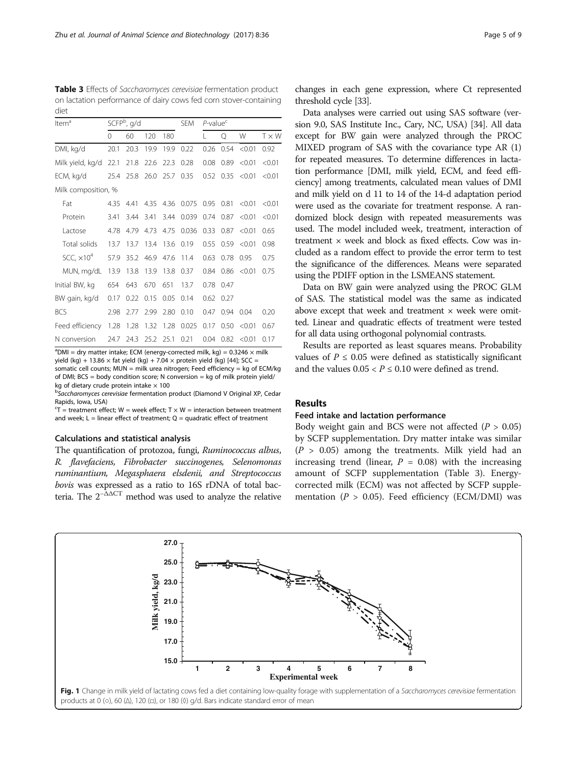**Table 3** Effects of *Saccharomyces cerevisiae* fermentation product on lactation performance of dairy cows fed corn stover-containing diet

| Item[a] | SCFP[b], g/d | | | | SEM | *P*-value[c] | | | |
|---|---|---|---|---|---|---|---|---|---|
| | 0 | 60 | 120 | 180 | | L | Q | W | T × W |
| DMI, kg/d | 20.1 | 20.3 | 19.9 | 19.9 | 0.22 | 0.26 | 0.54 | <0.01 | 0.92 |
| Milk yield, kg/d | 22.1 | 21.8 | 22.6 | 22.3 | 0.28 | 0.08 | 0.89 | <0.01 | <0.01 |
| ECM, kg/d | 25.4 | 25.8 | 26.0 | 25.7 | 0.35 | 0.52 | 0.35 | <0.01 | <0.01 |
| Milk composition, % | | | | | | | | | |
| Fat | 4.35 | 4.41 | 4.35 | 4.36 | 0.075 | 0.95 | 0.81 | <0.01 | <0.01 |
| Protein | 3.41 | 3.44 | 3.41 | 3.44 | 0.039 | 0.74 | 0.87 | <0.01 | <0.01 |
| Lactose | 4.78 | 4.79 | 4.73 | 4.75 | 0.036 | 0.33 | 0.87 | <0.01 | 0.65 |
| Total solids | 13.7 | 13.7 | 13.4 | 13.6 | 0.19 | 0.55 | 0.59 | <0.01 | 0.98 |
| SCC, $\times 10^4$ | 57.9 | 35.2 | 46.9 | 47.6 | 11.4 | 0.63 | 0.78 | 0.95 | 0.75 |
| MUN, mg/dL | 13.9 | 13.8 | 13.9 | 13.8 | 0.37 | 0.84 | 0.86 | <0.01 | 0.75 |
| Initial BW, kg | 654 | 643 | 670 | 651 | 13.7 | 0.78 | 0.47 | | |
| BW gain, kg/d | 0.17 | 0.22 | 0.15 | 0.05 | 0.14 | 0.62 | 0.27 | | |
| BCS | 2.98 | 2.77 | 2.99 | 2.80 | 0.10 | 0.47 | 0.94 | 0.04 | 0.20 |
| Feed efficiency | 1.28 | 1.28 | 1.32 | 1.28 | 0.025 | 0.17 | 0.50 | <0.01 | 0.67 |
| N conversion | 24.7 | 24.3 | 25.2 | 25.1 | 0.21 | 0.04 | 0.82 | <0.01 | 0.17 |

[a]DMI = dry matter intake; ECM (energy-corrected milk, kg) = 0.3246 × milk yield (kg) + 13.86 × fat yield (kg) + 7.04 × protein yield (kg) [44]; SCC = somatic cell counts; MUN = milk urea nitrogen; Feed efficiency = kg of ECM/kg of DMI; BCS = body condition score; N conversion = kg of milk protein yield/kg of dietary crude protein intake × 100

[b]*Saccharomyces cerevisiae* fermentation product (Diamond V Original XP, Cedar Rapids, Iowa, USA)

[c]T = treatment effect; W = week effect; T × W = interaction between treatment and week; L = linear effect of treatment; Q = quadratic effect of treatment

### Calculations and statistical analysis

The quantification of protozoa, fungi, *Ruminococcus albus*, *R. flavefaciens*, *Fibrobacter succinogenes*, *Selenomonas ruminantium*, *Megasphaera elsdenii*, and *Streptococcus bovis* was expressed as a ratio to 16S rDNA of total bacteria. The $2^{-\Delta\Delta CT}$ method was used to analyze the relative changes in each gene expression, where Ct represented threshold cycle [33].

Data analyses were carried out using SAS software (version 9.0, SAS Institute Inc., Cary, NC, USA) [34]. All data except for BW gain were analyzed through the PROC MIXED program of SAS with the covariance type AR (1) for repeated measures. To determine differences in lactation performance [DMI, milk yield, ECM, and feed efficiency] among treatments, calculated mean values of DMI and milk yield on d 11 to 14 of the 14-d adaptation period were used as the covariate for treatment response. A randomized block design with repeated measurements was used. The model included week, treatment, interaction of treatment × week and block as fixed effects. Cow was included as a random effect to provide the error term to test the significance of the differences. Means were separated using the PDIFF option in the LSMEANS statement.

Data on BW gain were analyzed using the PROC GLM of SAS. The statistical model was the same as indicated above except that week and treatment × week were omitted. Linear and quadratic effects of treatment were tested for all data using orthogonal polynomial contrasts.

Results are reported as least squares means. Probability values of $P \leq 0.05$ were defined as statistically significant and the values $0.05 < P \leq 0.10$ were defined as trend.

## Results

### Feed intake and lactation performance

Body weight gain and BCS were not affected ($P > 0.05$) by SCFP supplementation. Dry matter intake was similar ($P > 0.05$) among the treatments. Milk yield had an increasing trend (linear, $P = 0.08$) with the increasing amount of SCFP supplementation (Table 3). Energy-corrected milk (ECM) was not affected by SCFP supplementation ($P > 0.05$). Feed efficiency (ECM/DMI) was

**Fig. 1** Change in milk yield of lactating cows fed a diet containing low-quality forage with supplementation of a *Saccharomyces cerevisiae* fermentation products at 0 (○), 60 (Δ), 120 (□), or 180 (◊) g/d. Bars indicate standard error of mean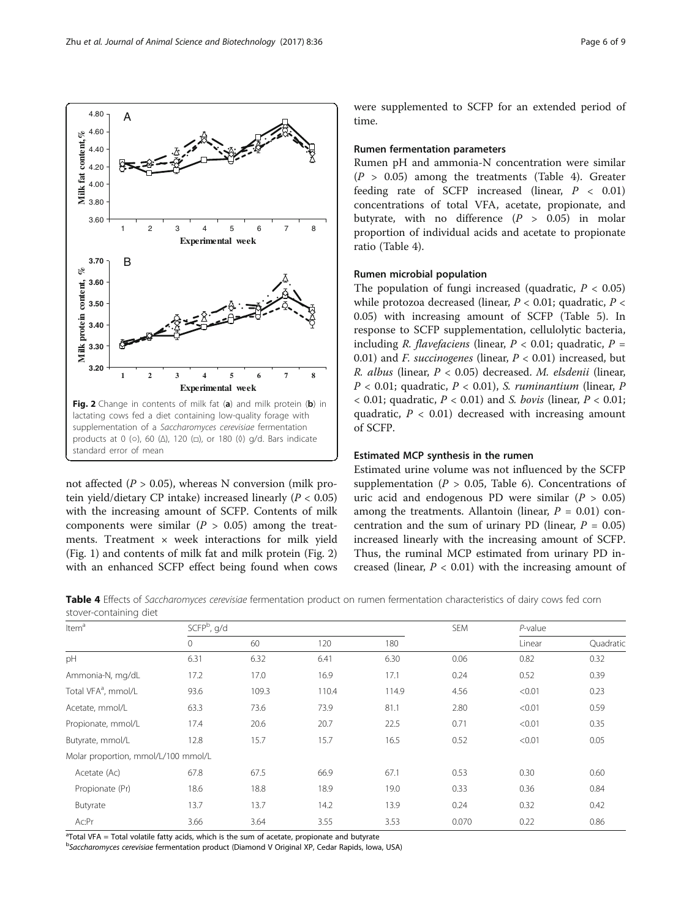Fig. 2 Change in contents of milk fat (**a**) and milk protein (**b**) in lactating cows fed a diet containing low-quality forage with supplementation of a *Saccharomyces cerevisiae* fermentation products at 0 (○), 60 (Δ), 120 (□), or 180 (◊) g/d. Bars indicate standard error of mean

not affected ($P > 0.05$), whereas N conversion (milk protein yield/dietary CP intake) increased linearly ($P < 0.05$) with the increasing amount of SCFP. Contents of milk components were similar ($P > 0.05$) among the treatments. Treatment × week interactions for milk yield (Fig. 1) and contents of milk fat and milk protein (Fig. 2) with an enhanced SCFP effect being found when cows were supplemented to SCFP for an extended period of time.

### Rumen fermentation parameters

Rumen pH and ammonia-N concentration were similar ($P > 0.05$) among the treatments (Table 4). Greater feeding rate of SCFP increased (linear, $P < 0.01$) concentrations of total VFA, acetate, propionate, and butyrate, with no difference ($P > 0.05$) in molar proportion of individual acids and acetate to propionate ratio (Table 4).

### Rumen microbial population

The population of fungi increased (quadratic, $P < 0.05$) while protozoa decreased (linear, $P < 0.01$; quadratic, $P < 0.05$) with increasing amount of SCFP (Table 5). In response to SCFP supplementation, cellulolytic bacteria, including *R. flavefaciens* (linear, $P < 0.01$; quadratic, $P = 0.01$) and *F. succinogenes* (linear, $P < 0.01$) increased, but *R. albus* (linear, $P < 0.05$) decreased. *M. elsdenii* (linear, $P < 0.01$; quadratic, $P < 0.01$), *S. ruminantium* (linear, $P < 0.01$; quadratic, $P < 0.01$) and *S. bovis* (linear, $P < 0.01$; quadratic, $P < 0.01$) decreased with increasing amount of SCFP.

### Estimated MCP synthesis in the rumen

Estimated urine volume was not influenced by the SCFP supplementation ($P > 0.05$, Table 6). Concentrations of uric acid and endogenous PD were similar ($P > 0.05$) among the treatments. Allantoin (linear, $P = 0.01$) concentration and the sum of urinary PD (linear, $P = 0.05$) increased linearly with the increasing amount of SCFP. Thus, the ruminal MCP estimated from urinary PD increased (linear, $P < 0.01$) with the increasing amount of

**Table 4** Effects of *Saccharomyces cerevisiae* fermentation product on rumen fermentation characteristics of dairy cows fed corn stover-containing diet

| Item[a] | SCFP[b], g/d | | | | SEM | *P*-value | |
|---|---|---|---|---|---|---|---|
| | 0 | 60 | 120 | 180 | | Linear | Quadratic |
| pH | 6.31 | 6.32 | 6.41 | 6.30 | 0.06 | 0.82 | 0.32 |
| Ammonia-N, mg/dL | 17.2 | 17.0 | 16.9 | 17.1 | 0.24 | 0.52 | 0.39 |
| Total VFA[a], mmol/L | 93.6 | 109.3 | 110.4 | 114.9 | 4.56 | <0.01 | 0.23 |
| Acetate, mmol/L | 63.3 | 73.6 | 73.9 | 81.1 | 2.80 | <0.01 | 0.59 |
| Propionate, mmol/L | 17.4 | 20.6 | 20.7 | 22.5 | 0.71 | <0.01 | 0.35 |
| Butyrate, mmol/L | 12.8 | 15.7 | 15.7 | 16.5 | 0.52 | <0.01 | 0.05 |
| Molar proportion, mmol/L/100 mmol/L | | | | | | | |
| Acetate (Ac) | 67.8 | 67.5 | 66.9 | 67.1 | 0.53 | 0.30 | 0.60 |
| Propionate (Pr) | 18.6 | 18.8 | 18.9 | 19.0 | 0.33 | 0.36 | 0.84 |
| Butyrate | 13.7 | 13.7 | 14.2 | 13.9 | 0.24 | 0.32 | 0.42 |
| Ac:Pr | 3.66 | 3.64 | 3.55 | 3.53 | 0.070 | 0.22 | 0.86 |

[a]Total VFA = Total volatile fatty acids, which is the sum of acetate, propionate and butyrate
[b]*Saccharomyces cerevisiae* fermentation product (Diamond V Original XP, Cedar Rapids, Iowa, USA)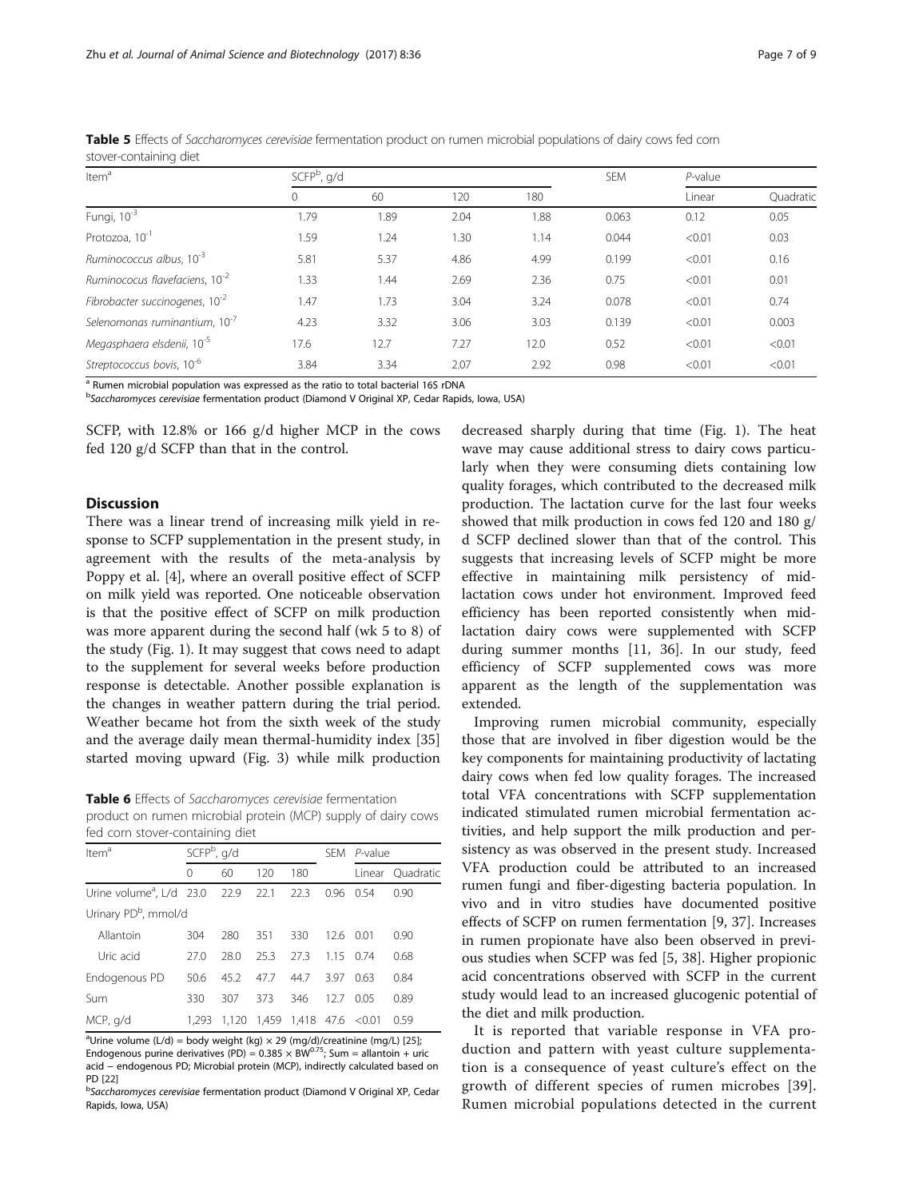**Table 5** Effects of *Saccharomyces cerevisiae* fermentation product on rumen microbial populations of dairy cows fed corn stover-containing diet

| Item[a] | SCFP[b], g/d | | | | SEM | *P*-value | |
|---|---|---|---|---|---|---|---|
| | 0 | 60 | 120 | 180 | | Linear | Quadratic |
| Fungi, $10^{-3}$ | 1.79 | 1.89 | 2.04 | 1.88 | 0.063 | 0.12 | 0.05 |
| Protozoa, $10^{-1}$ | 1.59 | 1.24 | 1.30 | 1.14 | 0.044 | <0.01 | 0.03 |
| *Ruminococcus albus*, $10^{-3}$ | 5.81 | 5.37 | 4.86 | 4.99 | 0.199 | <0.01 | 0.16 |
| *Ruminococus flavefaciens*, $10^{-2}$ | 1.33 | 1.44 | 2.69 | 2.36 | 0.75 | <0.01 | 0.01 |
| *Fibrobacter succinogenes*, $10^{-2}$ | 1.47 | 1.73 | 3.04 | 3.24 | 0.078 | <0.01 | 0.74 |
| *Selenomonas ruminantium*, $10^{-7}$ | 4.23 | 3.32 | 3.06 | 3.03 | 0.139 | <0.01 | 0.003 |
| *Megasphaera elsdenii*, $10^{-5}$ | 17.6 | 12.7 | 7.27 | 12.0 | 0.52 | <0.01 | <0.01 |
| *Streptococcus bovis*, $10^{-6}$ | 3.84 | 3.34 | 2.07 | 2.92 | 0.98 | <0.01 | <0.01 |

[a] Rumen microbial population was expressed as the ratio to total bacterial 16S rDNA

[b] *Saccharomyces cerevisiae* fermentation product (Diamond V Original XP, Cedar Rapids, Iowa, USA)

**Table 6** Effects of *Saccharomyces cerevisiae* fermentation product on rumen microbial protein (MCP) supply of dairy cows fed corn stover-containing diet

| Item[a] | SCFP[b], g/d | | | | SEM | *P*-value | |
|---|---|---|---|---|---|---|---|
| | 0 | 60 | 120 | 180 | | Linear | Quadratic |
| Urine volume[a], L/d | 23.0 | 22.9 | 22.1 | 22.3 | 0.96 | 0.54 | 0.90 |
| Urinary PD[b], mmol/d | | | | | | | |
| Allantoin | 304 | 280 | 351 | 330 | 12.6 | 0.01 | 0.90 |
| Uric acid | 27.0 | 28.0 | 25.3 | 27.3 | 1.15 | 0.74 | 0.68 |
| Endogenous PD | 50.6 | 45.2 | 47.7 | 44.7 | 3.97 | 0.63 | 0.84 |
| Sum | 330 | 307 | 373 | 346 | 12.7 | 0.05 | 0.89 |
| MCP, g/d | 1,293 | 1,120 | 1,459 | 1,418 | 47.6 | <0.01 | 0.59 |

[a] Urine volume (L/d) = body weight (kg) × 29 (mg/d)/creatinine (mg/L) [25]; Endogenous purine derivatives (PD) = $0.385 \times BW^{0.75}$; Sum = allantoin + uric acid − endogenous PD; Microbial protein (MCP), indirectly calculated based on PD [22]

[b] *Saccharomyces cerevisiae* fermentation product (Diamond V Original XP, Cedar Rapids, Iowa, USA)

SCFP, with 12.8% or 166 g/d higher MCP in the cows fed 120 g/d SCFP than that in the control.

## Discussion

There was a linear trend of increasing milk yield in response to SCFP supplementation in the present study, in agreement with the results of the meta-analysis by Poppy et al. [4], where an overall positive effect of SCFP on milk yield was reported. One noticeable observation is that the positive effect of SCFP on milk production was more apparent during the second half (wk 5 to 8) of the study (Fig. 1). It may suggest that cows need to adapt to the supplement for several weeks before production response is detectable. Another possible explanation is the changes in weather pattern during the trial period. Weather became hot from the sixth week of the study and the average daily mean thermal-humidity index [35] started moving upward (Fig. 3) while milk production decreased sharply during that time (Fig. 1). The heat wave may cause additional stress to dairy cows particularly when they were consuming diets containing low quality forages, which contributed to the decreased milk production. The lactation curve for the last four weeks showed that milk production in cows fed 120 and 180 g/d SCFP declined slower than that of the control. This suggests that increasing levels of SCFP might be more effective in maintaining milk persistency of mid-lactation cows under hot environment. Improved feed efficiency has been reported consistently when mid-lactation dairy cows were supplemented with SCFP during summer months [11, 36]. In our study, feed efficiency of SCFP supplemented cows was more apparent as the length of the supplementation was extended.

Improving rumen microbial community, especially those that are involved in fiber digestion would be the key components for maintaining productivity of lactating dairy cows when fed low quality forages. The increased total VFA concentrations with SCFP supplementation indicated stimulated rumen microbial fermentation activities, and help support the milk production and persistency as was observed in the present study. Increased VFA production could be attributed to an increased rumen fungi and fiber-digesting bacteria population. In vivo and in vitro studies have documented positive effects of SCFP on rumen fermentation [9, 37]. Increases in rumen propionate have also been observed in previous studies when SCFP was fed [5, 38]. Higher propionic acid concentrations observed with SCFP in the current study would lead to an increased glucogenic potential of the diet and milk production.

It is reported that variable response in VFA production and pattern with yeast culture supplementation is a consequence of yeast culture's effect on the growth of different species of rumen microbes [39]. Rumen microbial populations detected in the current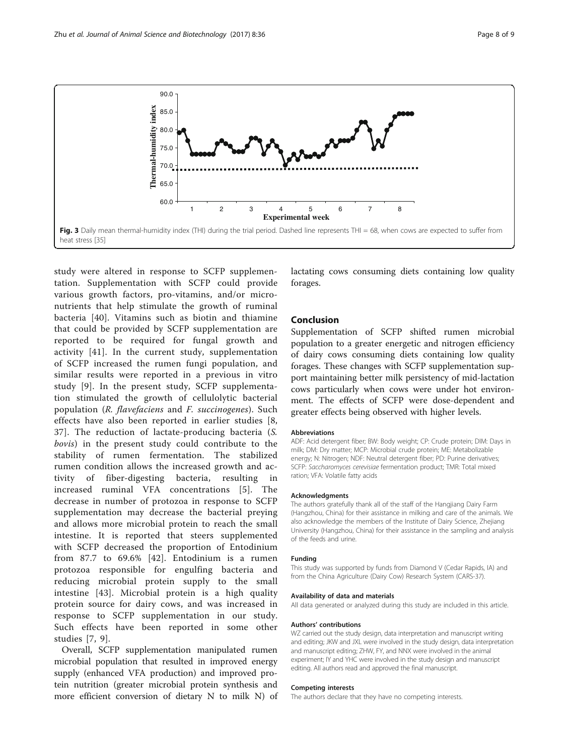90.0
85.0
80.0
75.0
70.0
65.0
60.0
Thermal-humidity index
1 2 3 4 5 6 7 8
Experimental week

**Fig. 3** Daily mean thermal-humidity index (THI) during the trial period. Dashed line represents THI = 68, when cows are expected to suffer from heat stress [35]

study were altered in response to SCFP supplementation. Supplementation with SCFP could provide various growth factors, pro-vitamins, and/or micronutrients that help stimulate the growth of ruminal bacteria [40]. Vitamins such as biotin and thiamine that could be provided by SCFP supplementation are reported to be required for fungal growth and activity [41]. In the current study, supplementation of SCFP increased the rumen fungi population, and similar results were reported in a previous in vitro study [9]. In the present study, SCFP supplementation stimulated the growth of cellulolytic bacterial population (*R. flavefaciens* and *F. succinogenes*). Such effects have also been reported in earlier studies [8, 37]. The reduction of lactate-producing bacteria (*S. bovis*) in the present study could contribute to the stability of rumen fermentation. The stabilized rumen condition allows the increased growth and activity of fiber-digesting bacteria, resulting in increased ruminal VFA concentrations [5]. The decrease in number of protozoa in response to SCFP supplementation may decrease the bacterial preying and allows more microbial protein to reach the small intestine. It is reported that steers supplemented with SCFP decreased the proportion of Entodinium from 87.7 to 69.6% [42]. Entodinium is a rumen protozoa responsible for engulfing bacteria and reducing microbial protein supply to the small intestine [43]. Microbial protein is a high quality protein source for dairy cows, and was increased in response to SCFP supplementation in our study. Such effects have been reported in some other studies [7, 9].

Overall, SCFP supplementation manipulated rumen microbial population that resulted in improved energy supply (enhanced VFA production) and improved protein nutrition (greater microbial protein synthesis and more efficient conversion of dietary N to milk N) of lactating cows consuming diets containing low quality forages.

## Conclusion

Supplementation of SCFP shifted rumen microbial population to a greater energetic and nitrogen efficiency of dairy cows consuming diets containing low quality forages. These changes with SCFP supplementation support maintaining better milk persistency of mid-lactation cows particularly when cows were under hot environment. The effects of SCFP were dose-dependent and greater effects being observed with higher levels.

### Abbreviations

ADF: Acid detergent fiber; BW: Body weight; CP: Crude protein; DIM: Days in milk; DM: Dry matter; MCP: Microbial crude protein; ME: Metabolizable energy; N: Nitrogen; NDF: Neutral detergent fiber; PD: Purine derivatives; SCFP: *Saccharomyces cerevisiae* fermentation product; TMR: Total mixed ration; VFA: Volatile fatty acids

### Acknowledgments

The authors gratefully thank all of the staff of the Hangjiang Dairy Farm (Hangzhou, China) for their assistance in milking and care of the animals. We also acknowledge the members of the Institute of Dairy Science, Zhejiang University (Hangzhou, China) for their assistance in the sampling and analysis of the feeds and urine.

### Funding

This study was supported by funds from Diamond V (Cedar Rapids, IA) and from the China Agriculture (Dairy Cow) Research System (CARS-37).

### Availability of data and materials

All data generated or analyzed during this study are included in this article.

### Authors' contributions

WZ carried out the study design, data interpretation and manuscript writing and editing; JKW and JXL were involved in the study design, data interpretation and manuscript editing; ZHW, FY, and NNX were involved in the animal experiment; IY and YHC were involved in the study design and manuscript editing. All authors read and approved the final manuscript.

### Competing interests

The authors declare that they have no competing interests.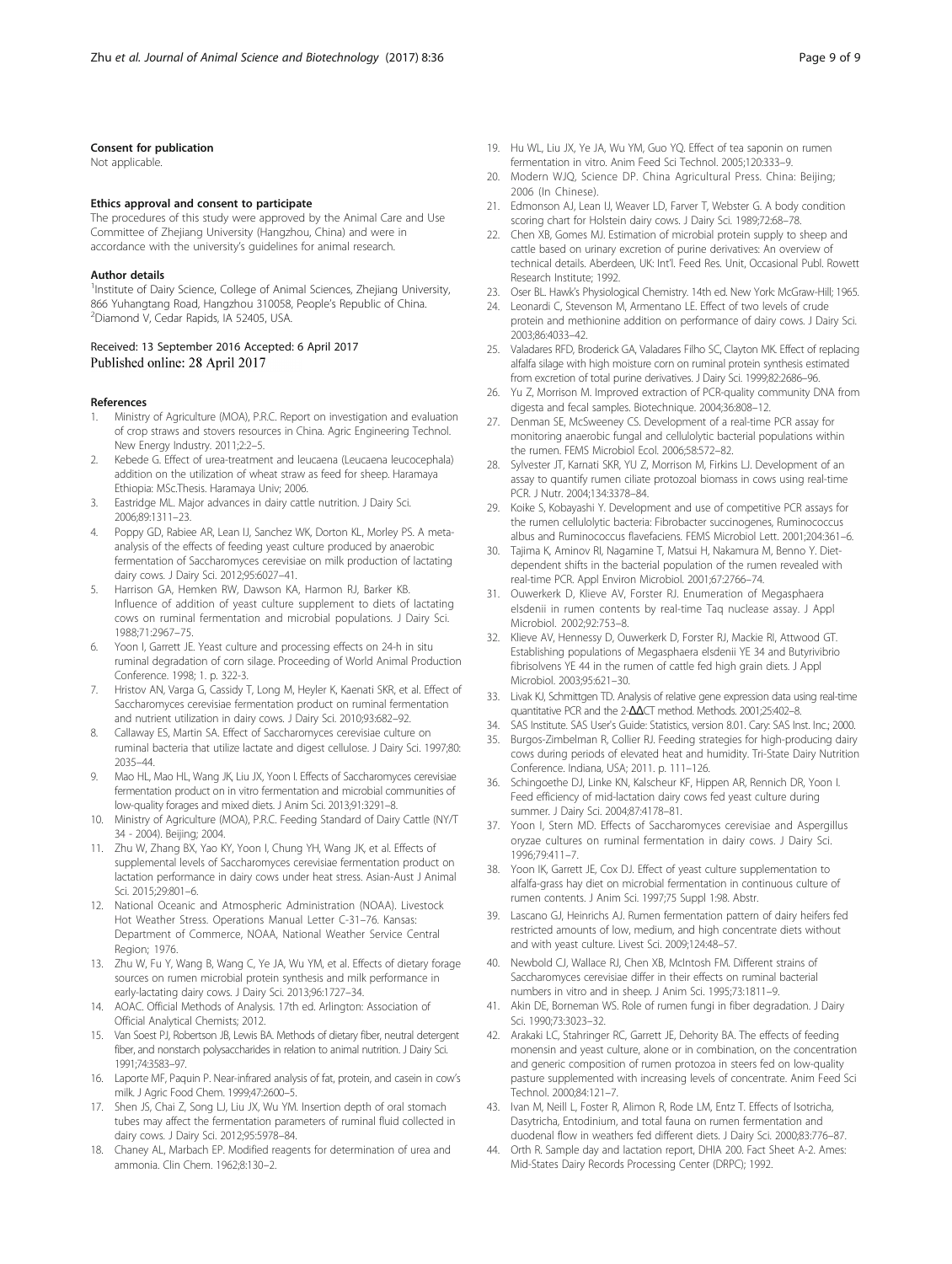### Consent for publication

Not applicable.

### Ethics approval and consent to participate

The procedures of this study were approved by the Animal Care and Use Committee of Zhejiang University (Hangzhou, China) and were in accordance with the university's guidelines for animal research.

### Author details

[1]Institute of Dairy Science, College of Animal Sciences, Zhejiang University, 866 Yuhangtang Road, Hangzhou 310058, People's Republic of China. [2]Diamond V, Cedar Rapids, IA 52405, USA.

Received: 13 September 2016 Accepted: 6 April 2017
Published online: 28 April 2017

### References

1. Ministry of Agriculture (MOA), P.R.C. Report on investigation and evaluation of crop straws and stovers resources in China. Agric Engineering Technol. New Energy Industry. 2011;2:2–5.
2. Kebede G. Effect of urea-treatment and leucaena (Leucaena leucocephala) addition on the utilization of wheat straw as feed for sheep. Haramaya Ethiopia: MSc.Thesis. Haramaya Univ; 2006.
3. Eastridge ML. Major advances in dairy cattle nutrition. J Dairy Sci. 2006;89:1311–23.
4. Poppy GD, Rabiee AR, Lean IJ, Sanchez WK, Dorton KL, Morley PS. A meta-analysis of the effects of feeding yeast culture produced by anaerobic fermentation of Saccharomyces cerevisiae on milk production of lactating dairy cows. J Dairy Sci. 2012;95:6027–41.
5. Harrison GA, Hemken RW, Dawson KA, Harmon RJ, Barker KB. Influence of addition of yeast culture supplement to diets of lactating cows on ruminal fermentation and microbial populations. J Dairy Sci. 1988;71:2967–75.
6. Yoon I, Garrett JE. Yeast culture and processing effects on 24-h in situ ruminal degradation of corn silage. Proceeding of World Animal Production Conference. 1998; 1. p. 322-3.
7. Hristov AN, Varga G, Cassidy T, Long M, Heyler K, Kaenati SKR, et al. Effect of Saccharomyces cerevisiae fermentation product on ruminal fermentation and nutrient utilization in dairy cows. J Dairy Sci. 2010;93:682–92.
8. Callaway ES, Martin SA. Effect of Saccharomyces cerevisiae culture on ruminal bacteria that utilize lactate and digest cellulose. J Dairy Sci. 1997;80:2035–44.
9. Mao HL, Mao HL, Wang JK, Liu JX, Yoon I. Effects of Saccharomyces cerevisiae fermentation product on in vitro fermentation and microbial communities of low-quality forages and mixed diets. J Anim Sci. 2013;91:3291–8.
10. Ministry of Agriculture (MOA), P.R.C. Feeding Standard of Dairy Cattle (NY/T 34 - 2004). Beijing; 2004.
11. Zhu W, Zhang BX, Yao KY, Yoon I, Chung YH, Wang JK, et al. Effects of supplemental levels of Saccharomyces cerevisiae fermentation product on lactation performance in dairy cows under heat stress. Asian-Aust J Animal Sci. 2015;29:801–6.
12. National Oceanic and Atmospheric Administration (NOAA). Livestock Hot Weather Stress. Operations Manual Letter C-31–76. Kansas: Department of Commerce, NOAA, National Weather Service Central Region; 1976.
13. Zhu W, Fu Y, Wang B, Wang C, Ye JA, Wu YM, et al. Effects of dietary forage sources on rumen microbial protein synthesis and milk performance in early-lactating dairy cows. J Dairy Sci. 2013;96:1727–34.
14. AOAC. Official Methods of Analysis. 17th ed. Arlington: Association of Official Analytical Chemists; 2012.
15. Van Soest PJ, Robertson JB, Lewis BA. Methods of dietary fiber, neutral detergent fiber, and nonstarch polysaccharides in relation to animal nutrition. J Dairy Sci. 1991;74:3583–97.
16. Laporte MF, Paquin P. Near-infrared analysis of fat, protein, and casein in cow's milk. J Agric Food Chem. 1999;47:2600–5.
17. Shen JS, Chai Z, Song LJ, Liu JX, Wu YM. Insertion depth of oral stomach tubes may affect the fermentation parameters of ruminal fluid collected in dairy cows. J Dairy Sci. 2012;95:5978–84.
18. Chaney AL, Marbach EP. Modified reagents for determination of urea and ammonia. Clin Chem. 1962;8:130–2.
19. Hu WL, Liu JX, Ye JA, Wu YM, Guo YQ. Effect of tea saponin on rumen fermentation in vitro. Anim Feed Sci Technol. 2005;120:333–9.
20. Modern WJQ, Science DP. China Agricultural Press. China: Beijing; 2006 (In Chinese).
21. Edmonson AJ, Lean IJ, Weaver LD, Farver T, Webster G. A body condition scoring chart for Holstein dairy cows. J Dairy Sci. 1989;72:68–78.
22. Chen XB, Gomes MJ. Estimation of microbial protein supply to sheep and cattle based on urinary excretion of purine derivatives: An overview of technical details. Aberdeen, UK: Int'l. Feed Res. Unit, Occasional Publ. Rowett Research Institute; 1992.
23. Oser BL. Hawk's Physiological Chemistry. 14th ed. New York: McGraw-Hill; 1965.
24. Leonardi C, Stevenson M, Armentano LE. Effect of two levels of crude protein and methionine addition on performance of dairy cows. J Dairy Sci. 2003;86:4033–42.
25. Valadares RFD, Broderick GA, Valadares Filho SC, Clayton MK. Effect of replacing alfalfa silage with high moisture corn on ruminal protein synthesis estimated from excretion of total purine derivatives. J Dairy Sci. 1999;82:2686–96.
26. Yu Z, Morrison M. Improved extraction of PCR-quality community DNA from digesta and fecal samples. Biotechnique. 2004;36:808–12.
27. Denman SE, McSweeney CS. Development of a real-time PCR assay for monitoring anaerobic fungal and cellulolytic bacterial populations within the rumen. FEMS Microbiol Ecol. 2006;58:572–82.
28. Sylvester JT, Karnati SKR, Yu Z, Morrison M, Firkins LJ. Development of an assay to quantify rumen ciliate protozoal biomass in cows using real-time PCR. J Nutr. 2004;134:3378–84.
29. Koike S, Kobayashi Y. Development and use of competitive PCR assays for the rumen cellulolytic bacteria: Fibrobacter succinogenes, Ruminococcus albus and Ruminococcus flavefaciens. FEMS Microbiol Lett. 2001;204:361–6.
30. Tajima K, Aminov RI, Nagamine T, Matsui H, Nakamura M, Benno Y. Diet-dependent shifts in the bacterial population of the rumen revealed with real-time PCR. Appl Environ Microbiol. 2001;67:2766–74.
31. Ouwerkerk D, Klieve AV, Forster RJ. Enumeration of Megasphaera elsdenii in rumen contents by real-time Taq nuclease assay. J Appl Microbiol. 2002;92:753–8.
32. Klieve AV, Hennessy D, Ouwerkerk D, Forster RJ, Mackie RI, Attwood GT. Establishing populations of Megasphaera elsdenii YE 34 and Butyrivibrio fibrisolvens YE 44 in the rumen of cattle fed high grain diets. J Appl Microbiol. 2003;95:621–30.
33. Livak KJ, Schmittgen TD. Analysis of relative gene expression data using real-time quantitative PCR and the 2-ΔΔCT method. Methods. 2001;25:402–8.
34. SAS Institute. SAS User's Guide: Statistics, version 8.01. Cary: SAS Inst. Inc.; 2000.
35. Burgos-Zimbelman R, Collier RJ. Feeding strategies for high-producing dairy cows during periods of elevated heat and humidity. Tri-State Dairy Nutrition Conference. Indiana, USA; 2011. p. 111–126.
36. Schingoethe DJ, Linke KN, Kalscheur KF, Hippen AR, Rennich DR, Yoon I. Feed efficiency of mid-lactation dairy cows fed yeast culture during summer. J Dairy Sci. 2004;87:4178–81.
37. Yoon I, Stern MD. Effects of Saccharomyces cerevisiae and Aspergillus oryzae cultures on ruminal fermentation in dairy cows. J Dairy Sci. 1996;79:411–7.
38. Yoon IK, Garrett JE, Cox DJ. Effect of yeast culture supplementation to alfalfa-grass hay diet on microbial fermentation in continuous culture of rumen contents. J Anim Sci. 1997;75 Suppl 1:98. Abstr.
39. Lascano GJ, Heinrichs AJ. Rumen fermentation pattern of dairy heifers fed restricted amounts of low, medium, and high concentrate diets without and with yeast culture. Livest Sci. 2009;124:48–57.
40. Newbold CJ, Wallace RJ, Chen XB, McIntosh FM. Different strains of Saccharomyces cerevisiae differ in their effects on ruminal bacterial numbers in vitro and in sheep. J Anim Sci. 1995;73:1811–9.
41. Akin DE, Borneman WS. Role of rumen fungi in fiber degradation. J Dairy Sci. 1990;73:3023–32.
42. Arakaki LC, Stahringer RC, Garrett JE, Dehority BA. The effects of feeding monensin and yeast culture, alone or in combination, on the concentration and generic composition of rumen protozoa in steers fed on low-quality pasture supplemented with increasing levels of concentrate. Anim Feed Sci Technol. 2000;84:121–7.
43. Ivan M, Neill L, Foster R, Alimon R, Rode LM, Entz T. Effects of Isotricha, Dasytricha, Entodinium, and total fauna on rumen fermentation and duodenal flow in weathers fed different diets. J Dairy Sci. 2000;83:776–87.
44. Orth R. Sample day and lactation report, DHIA 200. Fact Sheet A-2. Ames: Mid-States Dairy Records Processing Center (DRPC); 1992.